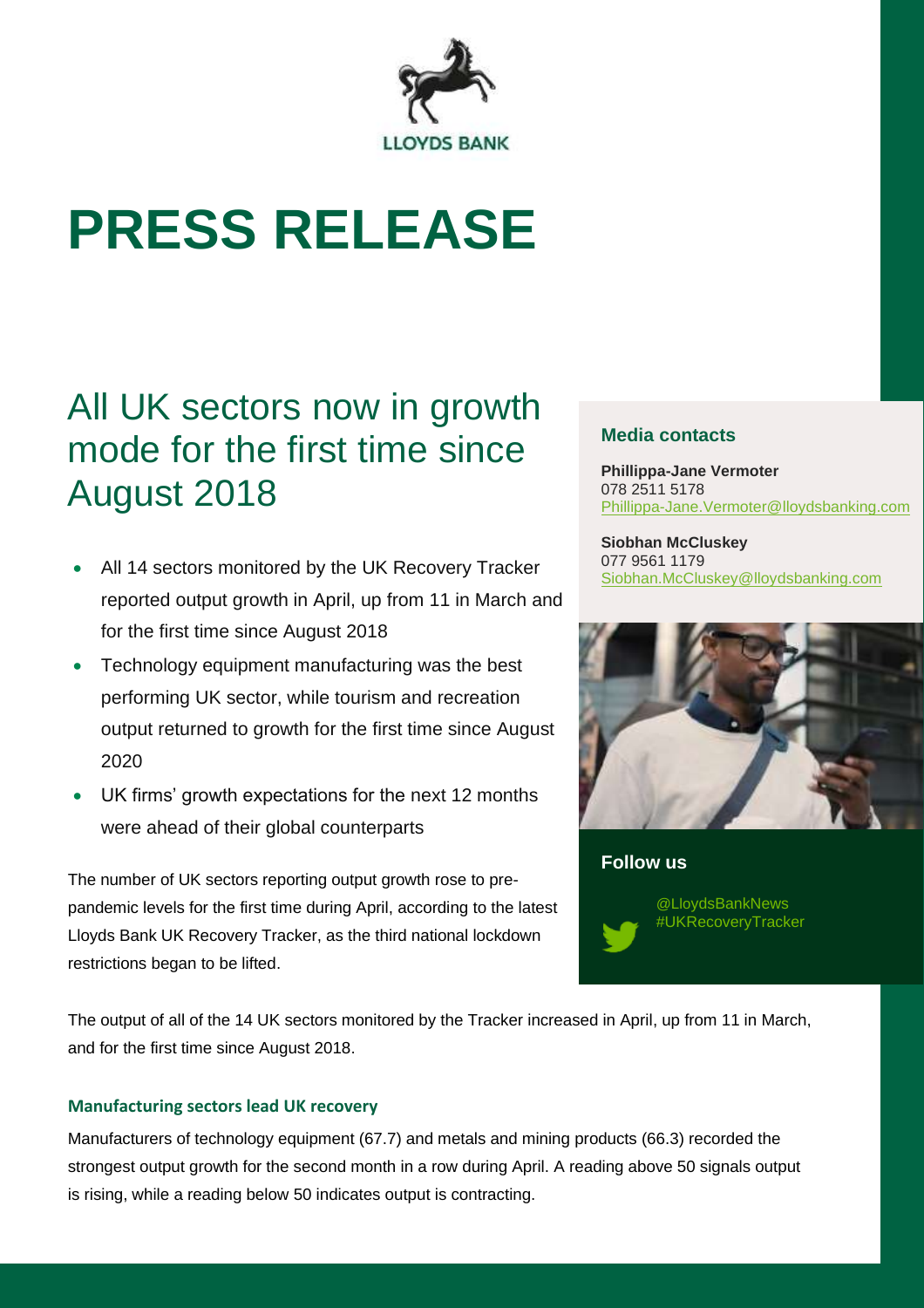# PRESS RELEASE

## All UK sectors now in growth mode for the first time since August 2018

- All 14 sectors monitored by the UK Recovery Tracker reported output growth in April, up from 11 in March and for the first time since August 2018
- Technology equipment manufacturing was the best performing UK sector, while tourism and recreation output returned to growth for the first time since August 2020
- UK firms' growth expectations for the next 12 months were ahead of their global counterparts

The number of UK sectors reporting output growth rose to pre-pandemic levels for the first time during April, according to the latest Lloyds Bank UK Recovery Tracker, as the third national lockdown restrictions began to be lifted.

The output of all of the 14 UK sectors monitored by the Tracker increased in April, up from 11 in March, and for the first time since August 2018.

### Manufacturing sectors lead UK recovery

Manufacturers of technology equipment (67.7) and metals and mining products (66.3) recorded the strongest output growth for the second month in a row during April. A reading above 50 signals output is rising, while a reading below 50 indicates output is contracting.

**Media contacts**

**Phillippa-Jane Vermoter**
078 2511 5178
Phillippa-Jane.Vermoter@lloydsbanking.com

**Siobhan McCluskey**
077 9561 1179
Siobhan.McCluskey@lloydsbanking.com

**Follow us**

@LloydsBankNews
#UKRecoveryTracker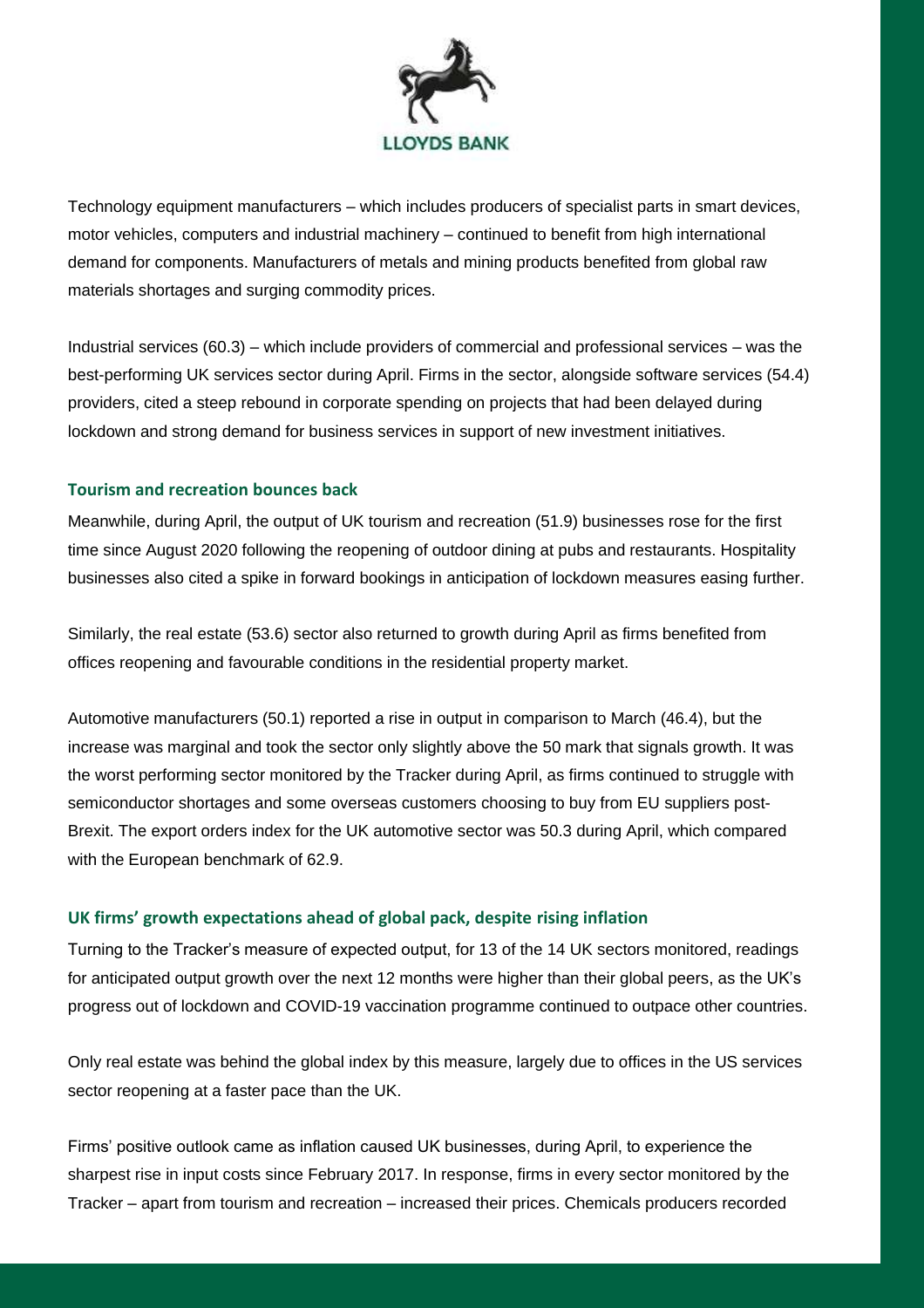Technology equipment manufacturers – which includes producers of specialist parts in smart devices, motor vehicles, computers and industrial machinery – continued to benefit from high international demand for components. Manufacturers of metals and mining products benefited from global raw materials shortages and surging commodity prices.

Industrial services (60.3) – which include providers of commercial and professional services – was the best-performing UK services sector during April. Firms in the sector, alongside software services (54.4) providers, cited a steep rebound in corporate spending on projects that had been delayed during lockdown and strong demand for business services in support of new investment initiatives.

### Tourism and recreation bounces back

Meanwhile, during April, the output of UK tourism and recreation (51.9) businesses rose for the first time since August 2020 following the reopening of outdoor dining at pubs and restaurants. Hospitality businesses also cited a spike in forward bookings in anticipation of lockdown measures easing further.

Similarly, the real estate (53.6) sector also returned to growth during April as firms benefited from offices reopening and favourable conditions in the residential property market.

Automotive manufacturers (50.1) reported a rise in output in comparison to March (46.4), but the increase was marginal and took the sector only slightly above the 50 mark that signals growth. It was the worst performing sector monitored by the Tracker during April, as firms continued to struggle with semiconductor shortages and some overseas customers choosing to buy from EU suppliers post-Brexit. The export orders index for the UK automotive sector was 50.3 during April, which compared with the European benchmark of 62.9.

### UK firms' growth expectations ahead of global pack, despite rising inflation

Turning to the Tracker's measure of expected output, for 13 of the 14 UK sectors monitored, readings for anticipated output growth over the next 12 months were higher than their global peers, as the UK's progress out of lockdown and COVID-19 vaccination programme continued to outpace other countries.

Only real estate was behind the global index by this measure, largely due to offices in the US services sector reopening at a faster pace than the UK.

Firms' positive outlook came as inflation caused UK businesses, during April, to experience the sharpest rise in input costs since February 2017. In response, firms in every sector monitored by the Tracker – apart from tourism and recreation – increased their prices. Chemicals producers recorded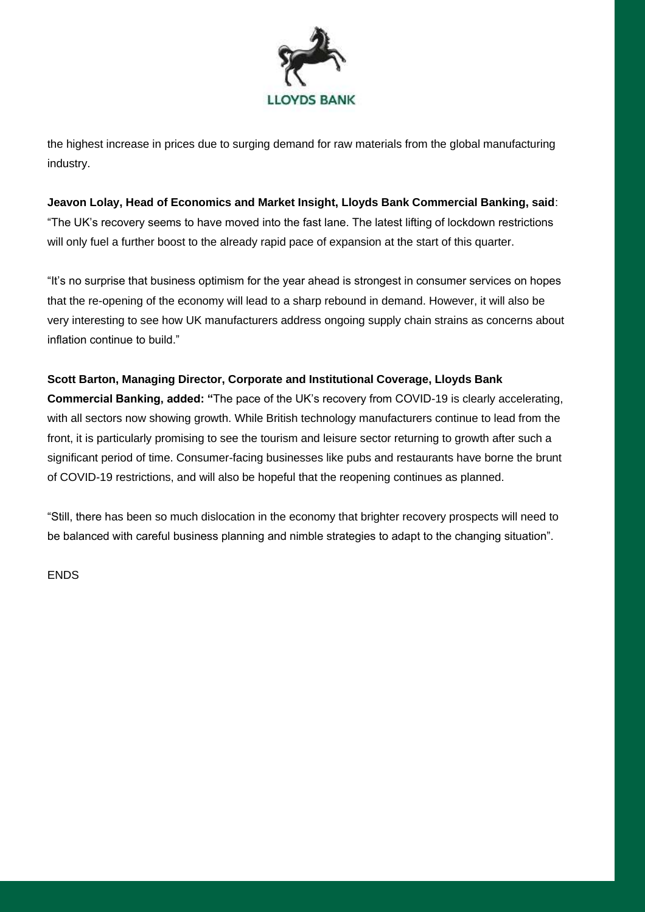the highest increase in prices due to surging demand for raw materials from the global manufacturing industry.

**Jeavon Lolay, Head of Economics and Market Insight, Lloyds Bank Commercial Banking, said**: "The UK's recovery seems to have moved into the fast lane. The latest lifting of lockdown restrictions will only fuel a further boost to the already rapid pace of expansion at the start of this quarter.

"It's no surprise that business optimism for the year ahead is strongest in consumer services on hopes that the re-opening of the economy will lead to a sharp rebound in demand. However, it will also be very interesting to see how UK manufacturers address ongoing supply chain strains as concerns about inflation continue to build."

**Scott Barton, Managing Director, Corporate and Institutional Coverage, Lloyds Bank Commercial Banking, added: "**The pace of the UK's recovery from COVID-19 is clearly accelerating, with all sectors now showing growth. While British technology manufacturers continue to lead from the front, it is particularly promising to see the tourism and leisure sector returning to growth after such a significant period of time. Consumer-facing businesses like pubs and restaurants have borne the brunt of COVID-19 restrictions, and will also be hopeful that the reopening continues as planned.

"Still, there has been so much dislocation in the economy that brighter recovery prospects will need to be balanced with careful business planning and nimble strategies to adapt to the changing situation".

ENDS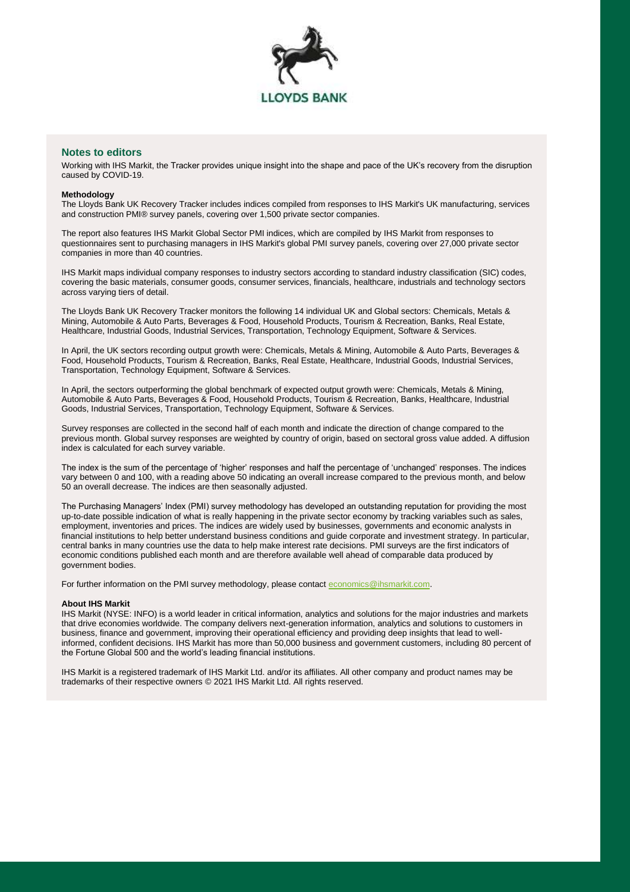LLOYDS BANK

## Notes to editors

Working with IHS Markit, the Tracker provides unique insight into the shape and pace of the UK's recovery from the disruption caused by COVID-19.

**Methodology**

The Lloyds Bank UK Recovery Tracker includes indices compiled from responses to IHS Markit's UK manufacturing, services and construction PMI® survey panels, covering over 1,500 private sector companies.

The report also features IHS Markit Global Sector PMI indices, which are compiled by IHS Markit from responses to questionnaires sent to purchasing managers in IHS Markit's global PMI survey panels, covering over 27,000 private sector companies in more than 40 countries.

IHS Markit maps individual company responses to industry sectors according to standard industry classification (SIC) codes, covering the basic materials, consumer goods, consumer services, financials, healthcare, industrials and technology sectors across varying tiers of detail.

The Lloyds Bank UK Recovery Tracker monitors the following 14 individual UK and Global sectors: Chemicals, Metals & Mining, Automobile & Auto Parts, Beverages & Food, Household Products, Tourism & Recreation, Banks, Real Estate, Healthcare, Industrial Goods, Industrial Services, Transportation, Technology Equipment, Software & Services.

In April, the UK sectors recording output growth were: Chemicals, Metals & Mining, Automobile & Auto Parts, Beverages & Food, Household Products, Tourism & Recreation, Banks, Real Estate, Healthcare, Industrial Goods, Industrial Services, Transportation, Technology Equipment, Software & Services.

In April, the sectors outperforming the global benchmark of expected output growth were: Chemicals, Metals & Mining, Automobile & Auto Parts, Beverages & Food, Household Products, Tourism & Recreation, Banks, Healthcare, Industrial Goods, Industrial Services, Transportation, Technology Equipment, Software & Services.

Survey responses are collected in the second half of each month and indicate the direction of change compared to the previous month. Global survey responses are weighted by country of origin, based on sectoral gross value added. A diffusion index is calculated for each survey variable.

The index is the sum of the percentage of 'higher' responses and half the percentage of 'unchanged' responses. The indices vary between 0 and 100, with a reading above 50 indicating an overall increase compared to the previous month, and below 50 an overall decrease. The indices are then seasonally adjusted.

The Purchasing Managers' Index (PMI) survey methodology has developed an outstanding reputation for providing the most up-to-date possible indication of what is really happening in the private sector economy by tracking variables such as sales, employment, inventories and prices. The indices are widely used by businesses, governments and economic analysts in financial institutions to help better understand business conditions and guide corporate and investment strategy. In particular, central banks in many countries use the data to help make interest rate decisions. PMI surveys are the first indicators of economic conditions published each month and are therefore available well ahead of comparable data produced by government bodies.

For further information on the PMI survey methodology, please contact economics@ihsmarkit.com.

**About IHS Markit**

IHS Markit (NYSE: INFO) is a world leader in critical information, analytics and solutions for the major industries and markets that drive economies worldwide. The company delivers next-generation information, analytics and solutions to customers in business, finance and government, improving their operational efficiency and providing deep insights that lead to well-informed, confident decisions. IHS Markit has more than 50,000 business and government customers, including 80 percent of the Fortune Global 500 and the world's leading financial institutions.

IHS Markit is a registered trademark of IHS Markit Ltd. and/or its affiliates. All other company and product names may be trademarks of their respective owners © 2021 IHS Markit Ltd. All rights reserved.